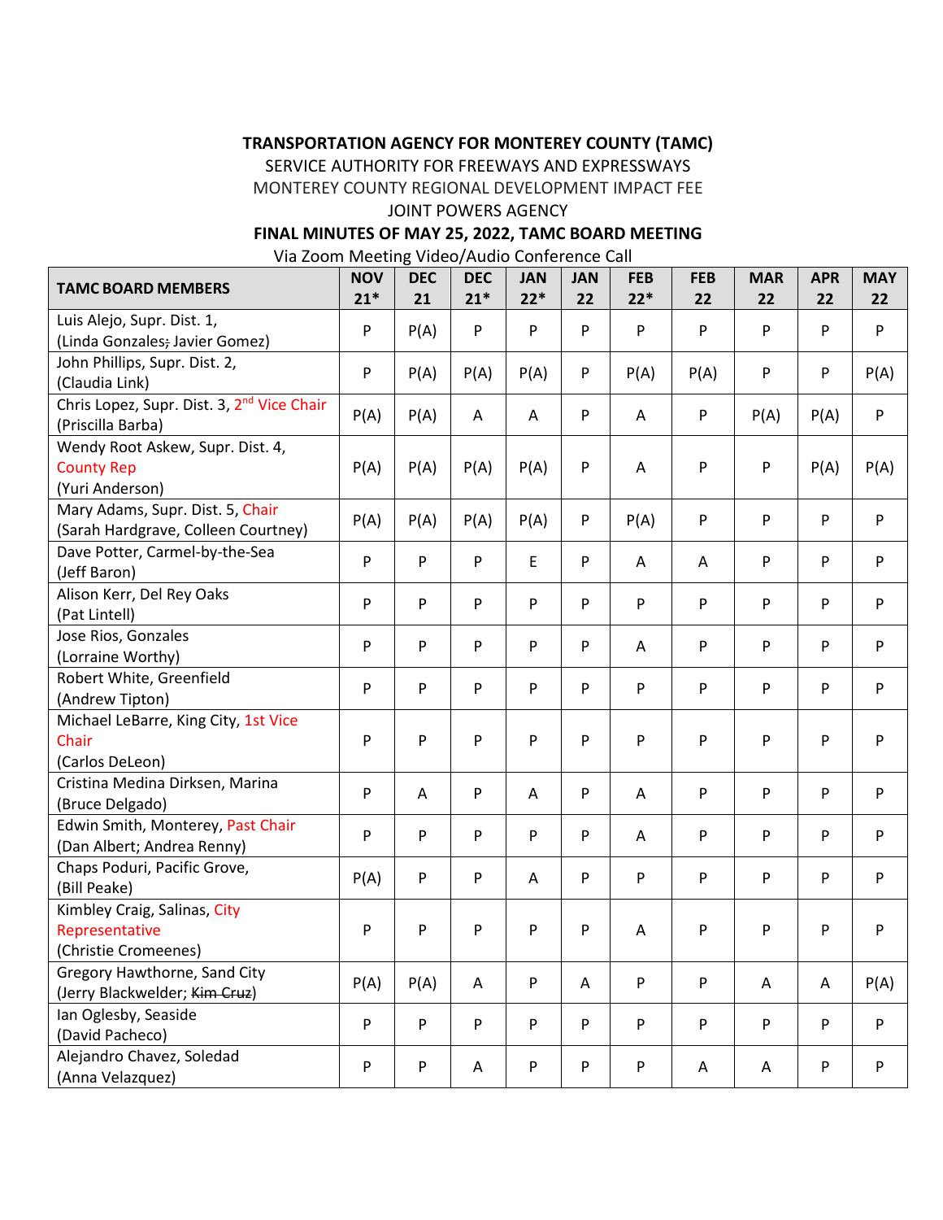**TRANSPORTATION AGENCY FOR MONTEREY COUNTY (TAMC)**

SERVICE AUTHORITY FOR FREEWAYS AND EXPRESSWAYS

MONTEREY COUNTY REGIONAL DEVELOPMENT IMPACT FEE

JOINT POWERS AGENCY

**FINAL MINUTES OF MAY 25, 2022, TAMC BOARD MEETING**

Via Zoom Meeting Video/Audio Conference Call

| TAMC BOARD MEMBERS | NOV 21* | DEC 21 | DEC 21* | JAN 22* | JAN 22 | FEB 22* | FEB 22 | MAR 22 | APR 22 | MAY 22 |
|---|---|---|---|---|---|---|---|---|---|---|
| Luis Alejo, Supr. Dist. 1, (Linda Gonzales~~;~~ Javier Gomez) | P | P(A) | P | P | P | P | P | P | P | P |
| John Phillips, Supr. Dist. 2, (Claudia Link) | P | P(A) | P(A) | P(A) | P | P(A) | P(A) | P | P | P(A) |
| Chris Lopez, Supr. Dist. 3, 2nd Vice Chair (Priscilla Barba) | P(A) | P(A) | A | A | P | A | P | P(A) | P(A) | P |
| Wendy Root Askew, Supr. Dist. 4, County Rep (Yuri Anderson) | P(A) | P(A) | P(A) | P(A) | P | A | P | P | P(A) | P(A) |
| Mary Adams, Supr. Dist. 5, Chair (Sarah Hardgrave, Colleen Courtney) | P(A) | P(A) | P(A) | P(A) | P | P(A) | P | P | P | P |
| Dave Potter, Carmel-by-the-Sea (Jeff Baron) | P | P | P | E | P | A | A | P | P | P |
| Alison Kerr, Del Rey Oaks (Pat Lintell) | P | P | P | P | P | P | P | P | P | P |
| Jose Rios, Gonzales (Lorraine Worthy) | P | P | P | P | P | A | P | P | P | P |
| Robert White, Greenfield (Andrew Tipton) | P | P | P | P | P | P | P | P | P | P |
| Michael LeBarre, King City, 1st Vice Chair (Carlos DeLeon) | P | P | P | P | P | P | P | P | P | P |
| Cristina Medina Dirksen, Marina (Bruce Delgado) | P | A | P | A | P | A | P | P | P | P |
| Edwin Smith, Monterey, Past Chair (Dan Albert; Andrea Renny) | P | P | P | P | P | A | P | P | P | P |
| Chaps Poduri, Pacific Grove, (Bill Peake) | P(A) | P | P | A | P | P | P | P | P | P |
| Kimbley Craig, Salinas, City Representative (Christie Cromeenes) | P | P | P | P | P | A | P | P | P | P |
| Gregory Hawthorne, Sand City (Jerry Blackwelder; ~~Kim Cruz~~) | P(A) | P(A) | A | P | A | P | P | A | A | P(A) |
| Ian Oglesby, Seaside (David Pacheco) | P | P | P | P | P | P | P | P | P | P |
| Alejandro Chavez, Soledad (Anna Velazquez) | P | P | A | P | P | P | A | A | P | P |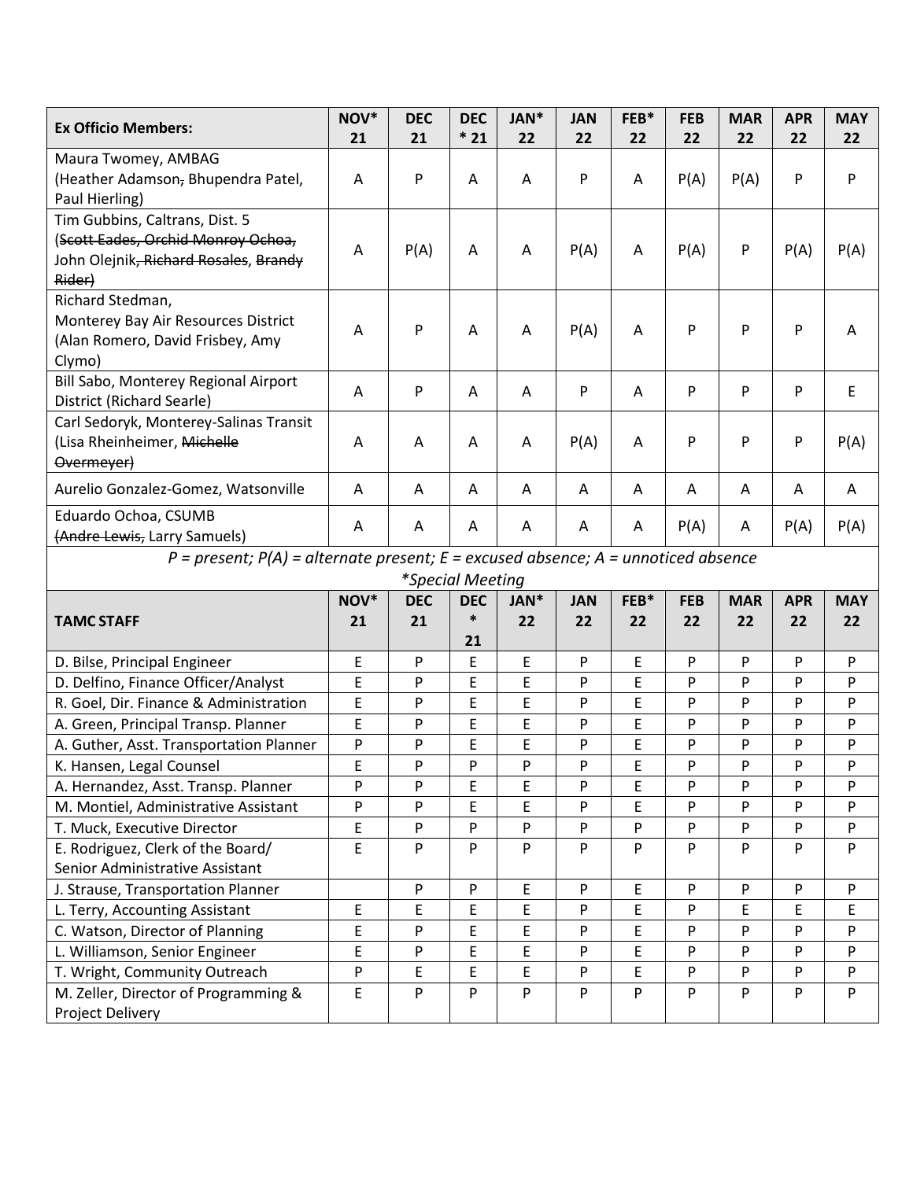| Ex Officio Members: | NOV* 21 | DEC 21 | DEC * 21 | JAN* 22 | JAN 22 | FEB* 22 | FEB 22 | MAR 22 | APR 22 | MAY 22 |
|---|---|---|---|---|---|---|---|---|---|---|
| Maura Twomey, AMBAG (Heather Adamson, Bhupendra Patel, Paul Hierling) | A | P | A | A | P | A | P(A) | P(A) | P | P |
| Tim Gubbins, Caltrans, Dist. 5 (~~Scott Eades, Orchid Monroy Ochoa,~~ John Olejnik~~, Richard Rosales~~, ~~Brandy Rider)~~ | A | P(A) | A | A | P(A) | A | P(A) | P | P(A) | P(A) |
| Richard Stedman, Monterey Bay Air Resources District (Alan Romero, David Frisbey, Amy Clymo) | A | P | A | A | P(A) | A | P | P | P | A |
| Bill Sabo, Monterey Regional Airport District (Richard Searle) | A | P | A | A | P | A | P | P | P | E |
| Carl Sedoryk, Monterey-Salinas Transit (Lisa Rheinheimer, ~~Michelle Overmeyer)~~ | A | A | A | A | P(A) | A | P | P | P | P(A) |
| Aurelio Gonzalez-Gomez, Watsonville | A | A | A | A | A | A | A | A | A | A |
| Eduardo Ochoa, CSUMB ~~(Andre Lewis,~~ Larry Samuels) | A | A | A | A | A | A | P(A) | A | P(A) | P(A) |

*P = present; P(A) = alternate present; E = excused absence; A = unnoticed absence*

**Special Meeting*

| TAMC STAFF | NOV* 21 | DEC 21 | DEC * 21 | JAN* 22 | JAN 22 | FEB* 22 | FEB 22 | MAR 22 | APR 22 | MAY 22 |
|---|---|---|---|---|---|---|---|---|---|---|
| D. Bilse, Principal Engineer | E | P | E | E | P | E | P | P | P | P |
| D. Delfino, Finance Officer/Analyst | E | P | E | E | P | E | P | P | P | P |
| R. Goel, Dir. Finance & Administration | E | P | E | E | P | E | P | P | P | P |
| A. Green, Principal Transp. Planner | E | P | E | E | P | E | P | P | P | P |
| A. Guther, Asst. Transportation Planner | P | P | E | E | P | E | P | P | P | P |
| K. Hansen, Legal Counsel | E | P | P | P | P | E | P | P | P | P |
| A. Hernandez, Asst. Transp. Planner | P | P | E | E | P | E | P | P | P | P |
| M. Montiel, Administrative Assistant | P | P | E | E | P | E | P | P | P | P |
| T. Muck, Executive Director | E | P | P | P | P | P | P | P | P | P |
| E. Rodriguez, Clerk of the Board/ Senior Administrative Assistant | E | P | P | P | P | P | P | P | P | P |
| J. Strause, Transportation Planner | | P | P | E | P | E | P | P | P | P |
| L. Terry, Accounting Assistant | E | E | E | E | P | E | P | E | E | E |
| C. Watson, Director of Planning | E | P | E | E | P | E | P | P | P | P |
| L. Williamson, Senior Engineer | E | P | E | E | P | E | P | P | P | P |
| T. Wright, Community Outreach | P | E | E | E | P | E | P | P | P | P |
| M. Zeller, Director of Programming & Project Delivery | E | P | P | P | P | P | P | P | P | P |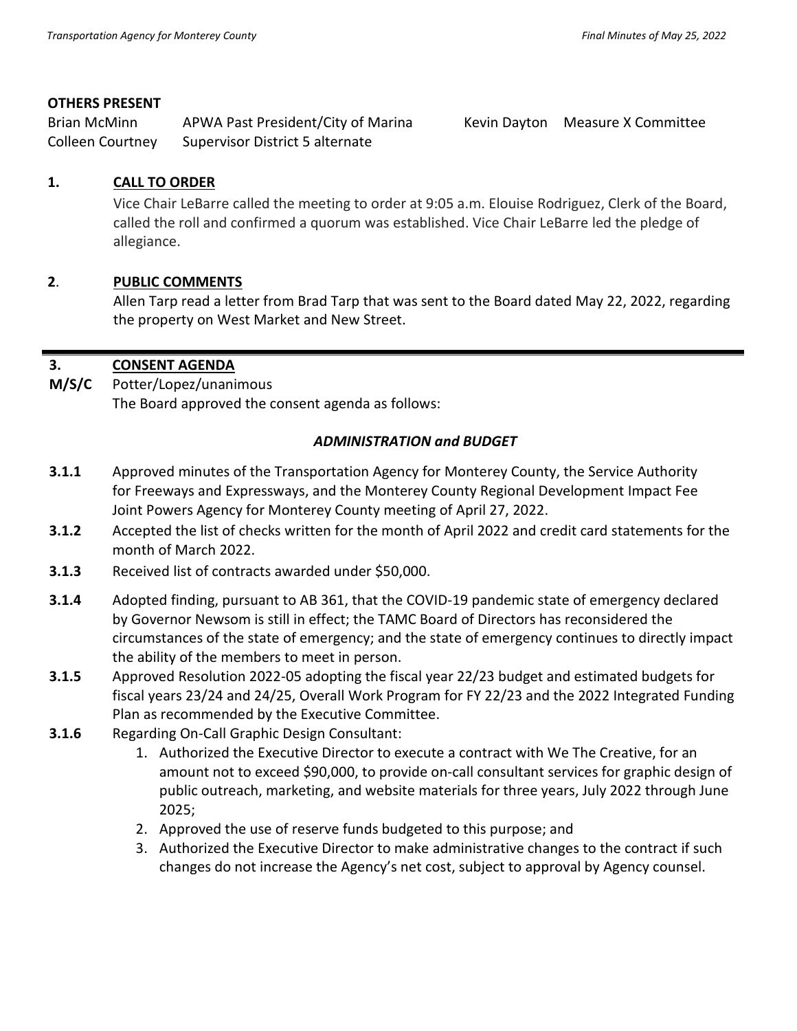**OTHERS PRESENT**

| | | | |
|---|---|---|---|
| Brian McMinn | APWA Past President/City of Marina | Kevin Dayton | Measure X Committee |
| Colleen Courtney | Supervisor District 5 alternate | | |

**1. CALL TO ORDER**

Vice Chair LeBarre called the meeting to order at 9:05 a.m. Elouise Rodriguez, Clerk of the Board, called the roll and confirmed a quorum was established. Vice Chair LeBarre led the pledge of allegiance.

**2. PUBLIC COMMENTS**

Allen Tarp read a letter from Brad Tarp that was sent to the Board dated May 22, 2022, regarding the property on West Market and New Street.

---

**3. CONSENT AGENDA**

**M/S/C** Potter/Lopez/unanimous

The Board approved the consent agenda as follows:

***ADMINISTRATION and BUDGET***

**3.1.1** Approved minutes of the Transportation Agency for Monterey County, the Service Authority for Freeways and Expressways, and the Monterey County Regional Development Impact Fee Joint Powers Agency for Monterey County meeting of April 27, 2022.

**3.1.2** Accepted the list of checks written for the month of April 2022 and credit card statements for the month of March 2022.

**3.1.3** Received list of contracts awarded under $50,000.

**3.1.4** Adopted finding, pursuant to AB 361, that the COVID-19 pandemic state of emergency declared by Governor Newsom is still in effect; the TAMC Board of Directors has reconsidered the circumstances of the state of emergency; and the state of emergency continues to directly impact the ability of the members to meet in person.

**3.1.5** Approved Resolution 2022-05 adopting the fiscal year 22/23 budget and estimated budgets for fiscal years 23/24 and 24/25, Overall Work Program for FY 22/23 and the 2022 Integrated Funding Plan as recommended by the Executive Committee.

**3.1.6** Regarding On-Call Graphic Design Consultant:

1. Authorized the Executive Director to execute a contract with We The Creative, for an amount not to exceed $90,000, to provide on-call consultant services for graphic design of public outreach, marketing, and website materials for three years, July 2022 through June 2025;
2. Approved the use of reserve funds budgeted to this purpose; and
3. Authorized the Executive Director to make administrative changes to the contract if such changes do not increase the Agency's net cost, subject to approval by Agency counsel.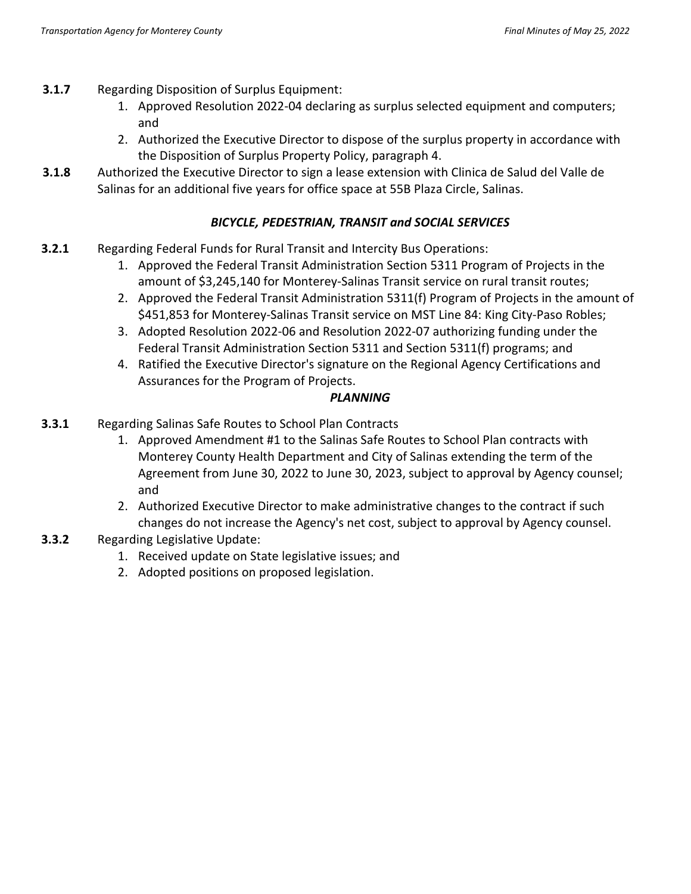**3.1.7** Regarding Disposition of Surplus Equipment:

1. Approved Resolution 2022-04 declaring as surplus selected equipment and computers; and
2. Authorized the Executive Director to dispose of the surplus property in accordance with the Disposition of Surplus Property Policy, paragraph 4.

**3.1.8** Authorized the Executive Director to sign a lease extension with Clinica de Salud del Valle de Salinas for an additional five years for office space at 55B Plaza Circle, Salinas.

***BICYCLE, PEDESTRIAN, TRANSIT and SOCIAL SERVICES***

**3.2.1** Regarding Federal Funds for Rural Transit and Intercity Bus Operations:

1. Approved the Federal Transit Administration Section 5311 Program of Projects in the amount of $3,245,140 for Monterey-Salinas Transit service on rural transit routes;
2. Approved the Federal Transit Administration 5311(f) Program of Projects in the amount of $451,853 for Monterey-Salinas Transit service on MST Line 84: King City-Paso Robles;
3. Adopted Resolution 2022-06 and Resolution 2022-07 authorizing funding under the Federal Transit Administration Section 5311 and Section 5311(f) programs; and
4. Ratified the Executive Director's signature on the Regional Agency Certifications and Assurances for the Program of Projects.

***PLANNING***

**3.3.1** Regarding Salinas Safe Routes to School Plan Contracts

1. Approved Amendment #1 to the Salinas Safe Routes to School Plan contracts with Monterey County Health Department and City of Salinas extending the term of the Agreement from June 30, 2022 to June 30, 2023, subject to approval by Agency counsel; and
2. Authorized Executive Director to make administrative changes to the contract if such changes do not increase the Agency's net cost, subject to approval by Agency counsel.

**3.3.2** Regarding Legislative Update:

1. Received update on State legislative issues; and
2. Adopted positions on proposed legislation.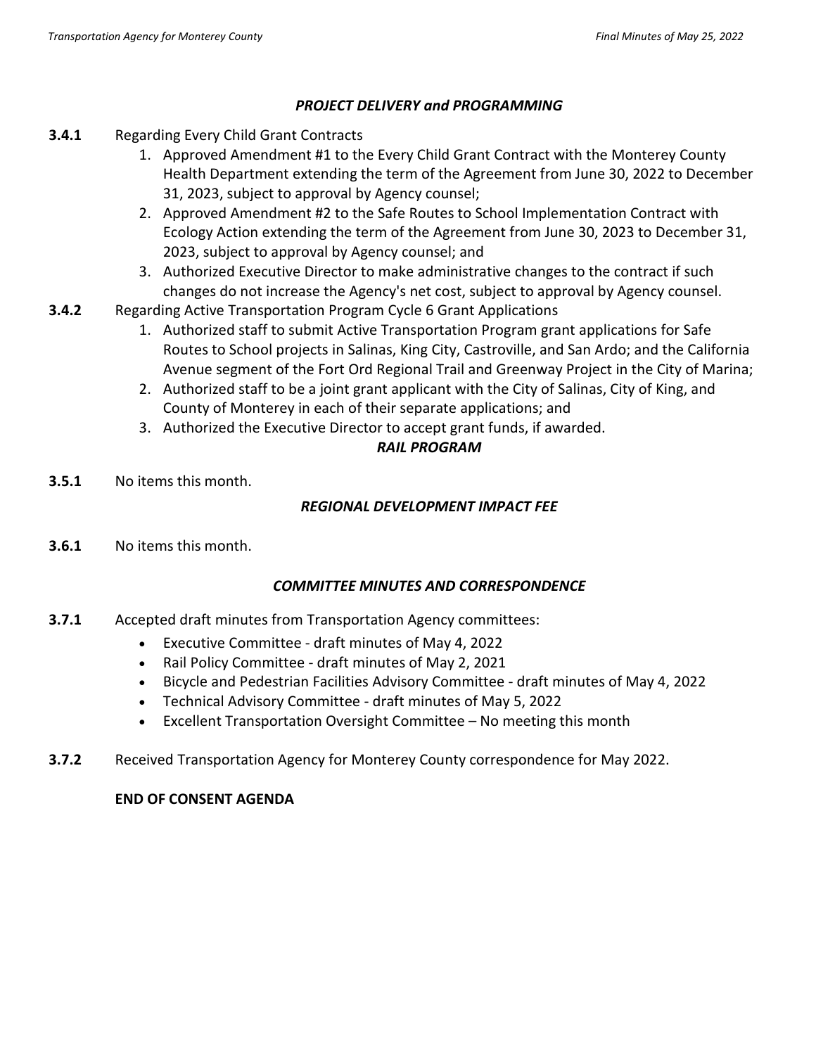### *PROJECT DELIVERY and PROGRAMMING*

**3.4.1** Regarding Every Child Grant Contracts

1. Approved Amendment #1 to the Every Child Grant Contract with the Monterey County Health Department extending the term of the Agreement from June 30, 2022 to December 31, 2023, subject to approval by Agency counsel;
2. Approved Amendment #2 to the Safe Routes to School Implementation Contract with Ecology Action extending the term of the Agreement from June 30, 2023 to December 31, 2023, subject to approval by Agency counsel; and
3. Authorized Executive Director to make administrative changes to the contract if such changes do not increase the Agency's net cost, subject to approval by Agency counsel.

**3.4.2** Regarding Active Transportation Program Cycle 6 Grant Applications

1. Authorized staff to submit Active Transportation Program grant applications for Safe Routes to School projects in Salinas, King City, Castroville, and San Ardo; and the California Avenue segment of the Fort Ord Regional Trail and Greenway Project in the City of Marina;
2. Authorized staff to be a joint grant applicant with the City of Salinas, City of King, and County of Monterey in each of their separate applications; and
3. Authorized the Executive Director to accept grant funds, if awarded.

### *RAIL PROGRAM*

**3.5.1** No items this month.

### *REGIONAL DEVELOPMENT IMPACT FEE*

**3.6.1** No items this month.

### *COMMITTEE MINUTES AND CORRESPONDENCE*

**3.7.1** Accepted draft minutes from Transportation Agency committees:

- Executive Committee - draft minutes of May 4, 2022
- Rail Policy Committee - draft minutes of May 2, 2021
- Bicycle and Pedestrian Facilities Advisory Committee - draft minutes of May 4, 2022
- Technical Advisory Committee - draft minutes of May 5, 2022
- Excellent Transportation Oversight Committee – No meeting this month

**3.7.2** Received Transportation Agency for Monterey County correspondence for May 2022.

**END OF CONSENT AGENDA**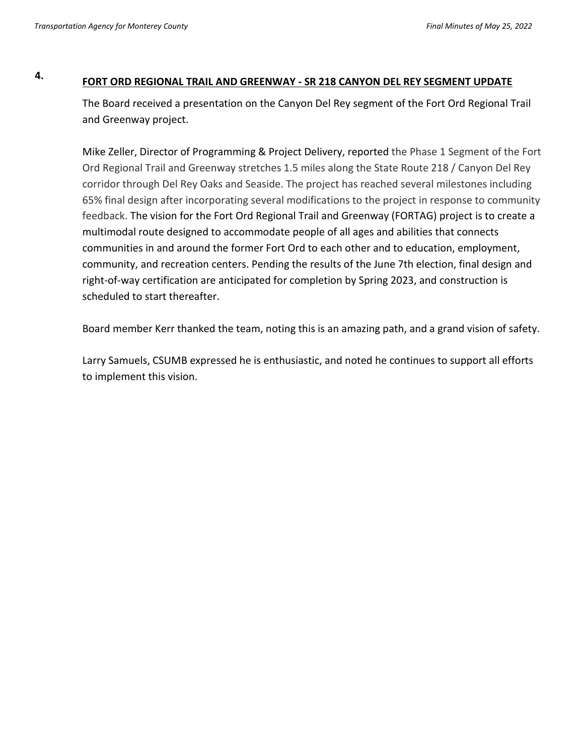**4.** **FORT ORD REGIONAL TRAIL AND GREENWAY - SR 218 CANYON DEL REY SEGMENT UPDATE**

The Board received a presentation on the Canyon Del Rey segment of the Fort Ord Regional Trail and Greenway project.

Mike Zeller, Director of Programming & Project Delivery, reported the Phase 1 Segment of the Fort Ord Regional Trail and Greenway stretches 1.5 miles along the State Route 218 / Canyon Del Rey corridor through Del Rey Oaks and Seaside. The project has reached several milestones including 65% final design after incorporating several modifications to the project in response to community feedback. The vision for the Fort Ord Regional Trail and Greenway (FORTAG) project is to create a multimodal route designed to accommodate people of all ages and abilities that connects communities in and around the former Fort Ord to each other and to education, employment, community, and recreation centers. Pending the results of the June 7th election, final design and right-of-way certification are anticipated for completion by Spring 2023, and construction is scheduled to start thereafter.

Board member Kerr thanked the team, noting this is an amazing path, and a grand vision of safety.

Larry Samuels, CSUMB expressed he is enthusiastic, and noted he continues to support all efforts to implement this vision.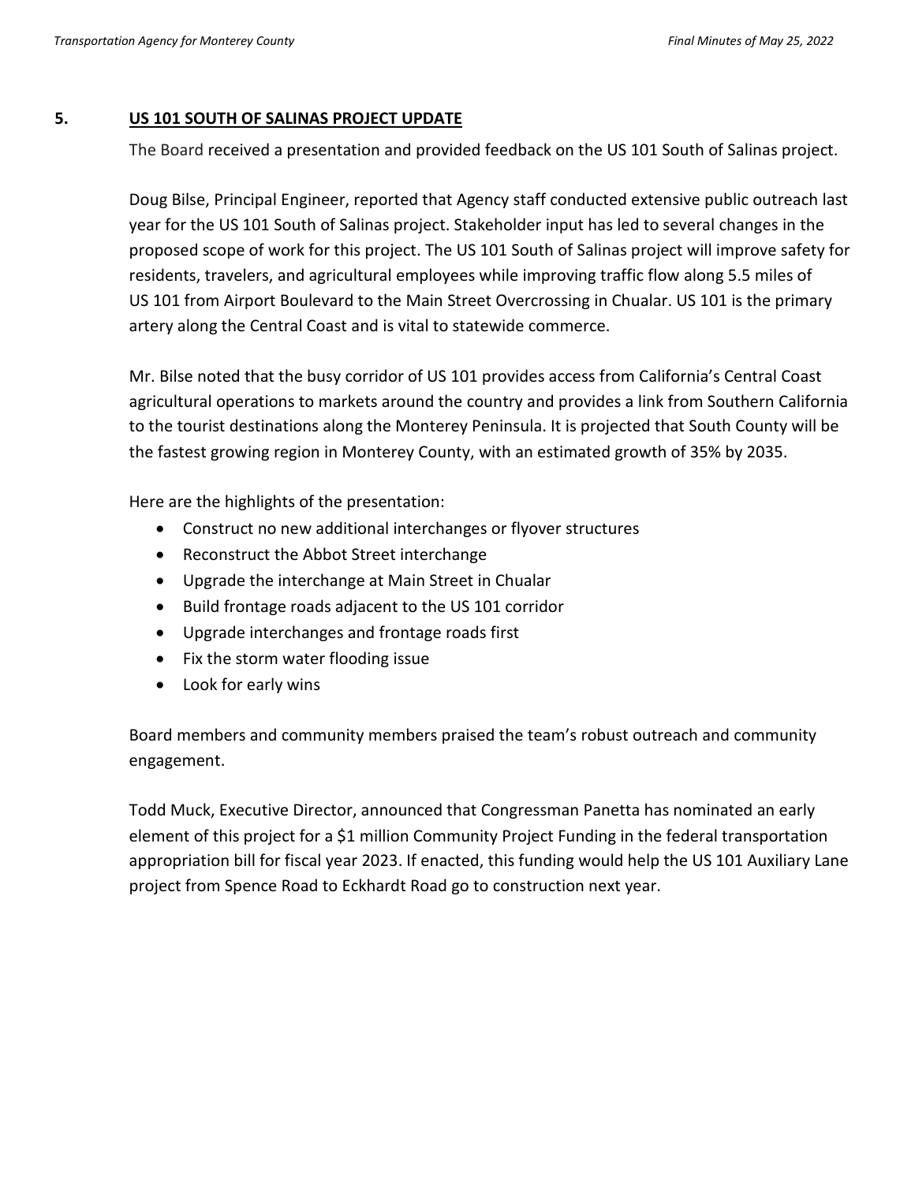## 5. US 101 SOUTH OF SALINAS PROJECT UPDATE

The Board received a presentation and provided feedback on the US 101 South of Salinas project.

Doug Bilse, Principal Engineer, reported that Agency staff conducted extensive public outreach last year for the US 101 South of Salinas project. Stakeholder input has led to several changes in the proposed scope of work for this project. The US 101 South of Salinas project will improve safety for residents, travelers, and agricultural employees while improving traffic flow along 5.5 miles of US 101 from Airport Boulevard to the Main Street Overcrossing in Chualar. US 101 is the primary artery along the Central Coast and is vital to statewide commerce.

Mr. Bilse noted that the busy corridor of US 101 provides access from California's Central Coast agricultural operations to markets around the country and provides a link from Southern California to the tourist destinations along the Monterey Peninsula. It is projected that South County will be the fastest growing region in Monterey County, with an estimated growth of 35% by 2035.

Here are the highlights of the presentation:

- Construct no new additional interchanges or flyover structures
- Reconstruct the Abbot Street interchange
- Upgrade the interchange at Main Street in Chualar
- Build frontage roads adjacent to the US 101 corridor
- Upgrade interchanges and frontage roads first
- Fix the storm water flooding issue
- Look for early wins

Board members and community members praised the team's robust outreach and community engagement.

Todd Muck, Executive Director, announced that Congressman Panetta has nominated an early element of this project for a $1 million Community Project Funding in the federal transportation appropriation bill for fiscal year 2023. If enacted, this funding would help the US 101 Auxiliary Lane project from Spence Road to Eckhardt Road go to construction next year.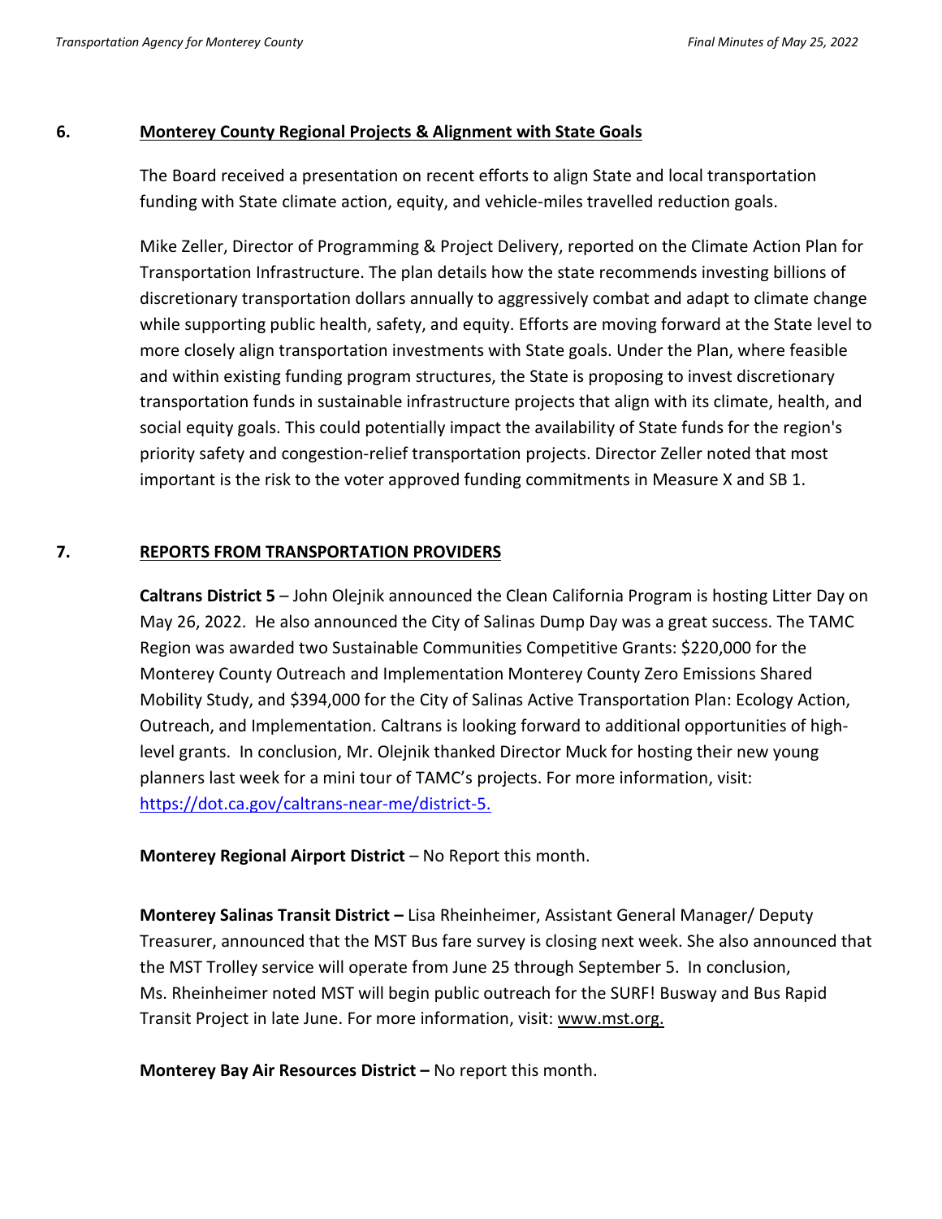## 6. Monterey County Regional Projects & Alignment with State Goals

The Board received a presentation on recent efforts to align State and local transportation funding with State climate action, equity, and vehicle-miles travelled reduction goals.

Mike Zeller, Director of Programming & Project Delivery, reported on the Climate Action Plan for Transportation Infrastructure. The plan details how the state recommends investing billions of discretionary transportation dollars annually to aggressively combat and adapt to climate change while supporting public health, safety, and equity. Efforts are moving forward at the State level to more closely align transportation investments with State goals. Under the Plan, where feasible and within existing funding program structures, the State is proposing to invest discretionary transportation funds in sustainable infrastructure projects that align with its climate, health, and social equity goals. This could potentially impact the availability of State funds for the region's priority safety and congestion-relief transportation projects. Director Zeller noted that most important is the risk to the voter approved funding commitments in Measure X and SB 1.

## 7. REPORTS FROM TRANSPORTATION PROVIDERS

**Caltrans District 5** – John Olejnik announced the Clean California Program is hosting Litter Day on May 26, 2022. He also announced the City of Salinas Dump Day was a great success. The TAMC Region was awarded two Sustainable Communities Competitive Grants: $220,000 for the Monterey County Outreach and Implementation Monterey County Zero Emissions Shared Mobility Study, and $394,000 for the City of Salinas Active Transportation Plan: Ecology Action, Outreach, and Implementation. Caltrans is looking forward to additional opportunities of high-level grants. In conclusion, Mr. Olejnik thanked Director Muck for hosting their new young planners last week for a mini tour of TAMC's projects. For more information, visit: https://dot.ca.gov/caltrans-near-me/district-5.

**Monterey Regional Airport District** – No Report this month.

**Monterey Salinas Transit District –** Lisa Rheinheimer, Assistant General Manager/ Deputy Treasurer, announced that the MST Bus fare survey is closing next week. She also announced that the MST Trolley service will operate from June 25 through September 5. In conclusion, Ms. Rheinheimer noted MST will begin public outreach for the SURF! Busway and Bus Rapid Transit Project in late June. For more information, visit: www.mst.org.

**Monterey Bay Air Resources District –** No report this month.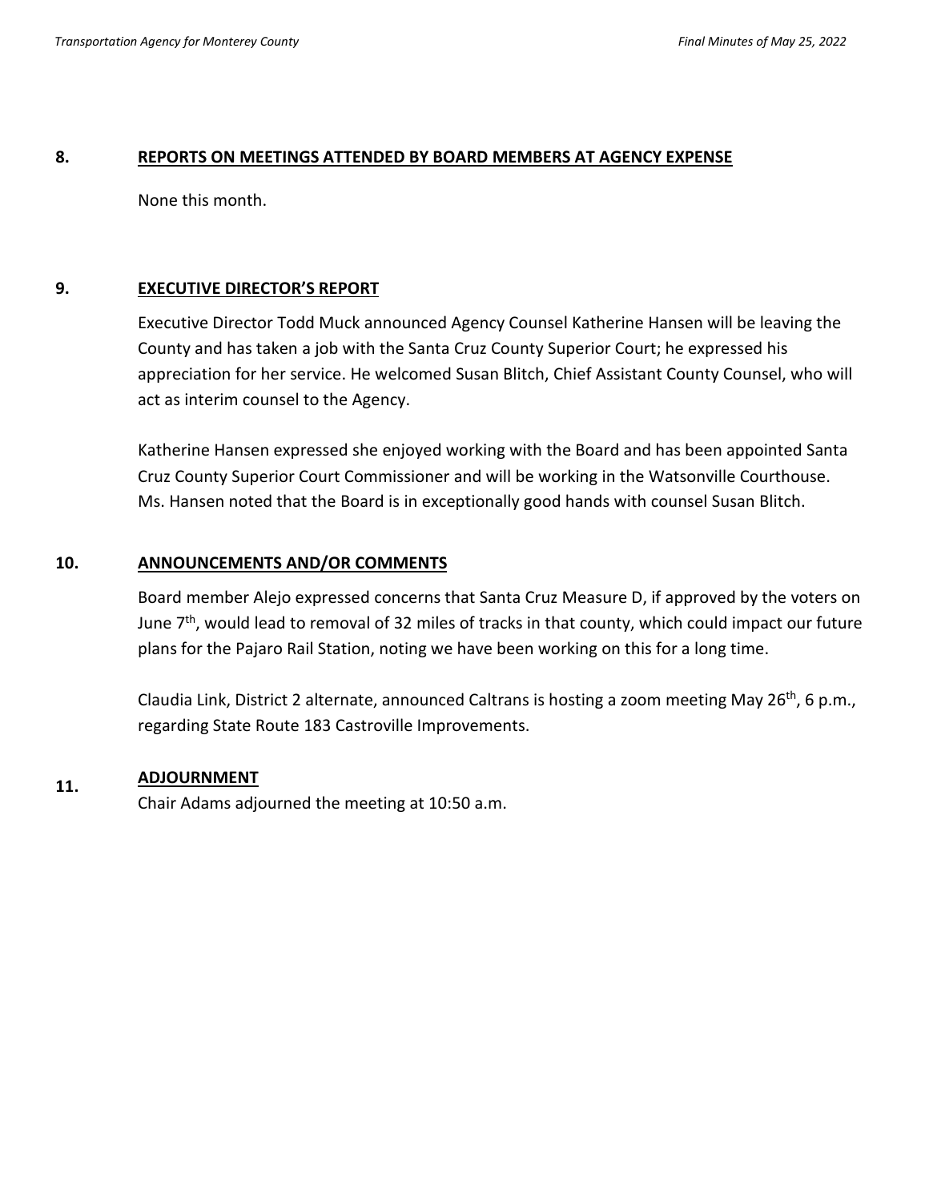## 8. REPORTS ON MEETINGS ATTENDED BY BOARD MEMBERS AT AGENCY EXPENSE

None this month.

## 9. EXECUTIVE DIRECTOR'S REPORT

Executive Director Todd Muck announced Agency Counsel Katherine Hansen will be leaving the County and has taken a job with the Santa Cruz County Superior Court; he expressed his appreciation for her service. He welcomed Susan Blitch, Chief Assistant County Counsel, who will act as interim counsel to the Agency.

Katherine Hansen expressed she enjoyed working with the Board and has been appointed Santa Cruz County Superior Court Commissioner and will be working in the Watsonville Courthouse. Ms. Hansen noted that the Board is in exceptionally good hands with counsel Susan Blitch.

## 10. ANNOUNCEMENTS AND/OR COMMENTS

Board member Alejo expressed concerns that Santa Cruz Measure D, if approved by the voters on June 7th, would lead to removal of 32 miles of tracks in that county, which could impact our future plans for the Pajaro Rail Station, noting we have been working on this for a long time.

Claudia Link, District 2 alternate, announced Caltrans is hosting a zoom meeting May 26th, 6 p.m., regarding State Route 183 Castroville Improvements.

## 11. ADJOURNMENT

Chair Adams adjourned the meeting at 10:50 a.m.